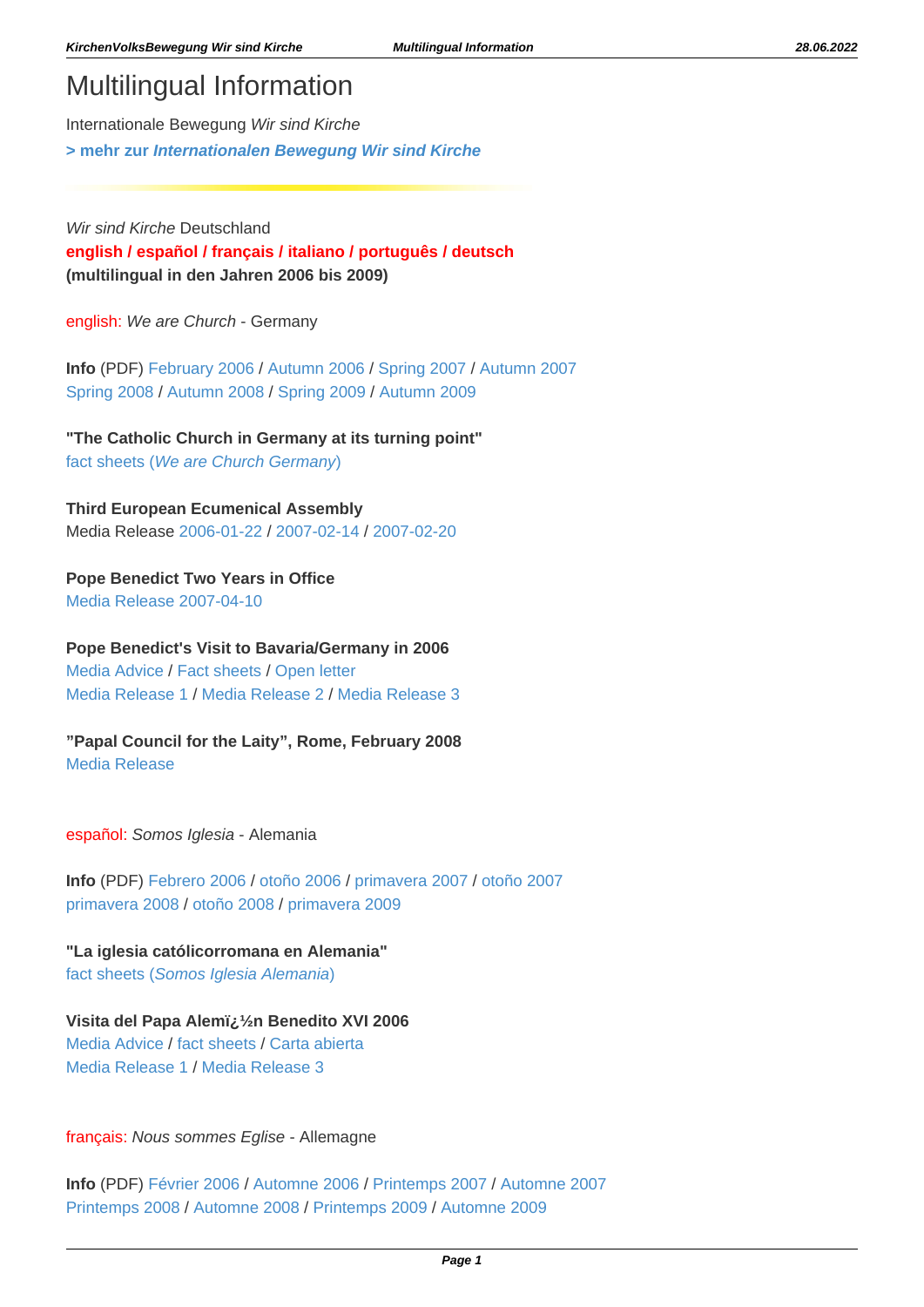# Multilingual Information

Internationale Bewegung *Wir sind Kirche*

**> mehr zur *Internationalen Bewegung Wir sind Kirche***

*Wir sind Kirche* Deutschland

**english / español / français / italiano / português / deutsch**
**(multilingual in den Jahren 2006 bis 2009)**

english: *We are Church* - Germany

**Info** (PDF) February 2006 / Autumn 2006 / Spring 2007 / Autumn 2007
Spring 2008 / Autumn 2008 / Spring 2009 / Autumn 2009

**"The Catholic Church in Germany at its turning point"**
fact sheets (*We are Church Germany*)

**Third European Ecumenical Assembly**
Media Release 2006-01-22 / 2007-02-14 / 2007-02-20

**Pope Benedict Two Years in Office**
Media Release 2007-04-10

**Pope Benedict's Visit to Bavaria/Germany in 2006**
Media Advice / Fact sheets / Open letter
Media Release 1 / Media Release 2 / Media Release 3

**"Papal Council for the Laity", Rome, February 2008**
Media Release

español: *Somos Iglesia* - Alemania

**Info** (PDF) Febrero 2006 / otoño 2006 / primavera 2007 / otoño 2007
primavera 2008 / otoño 2008 / primavera 2009

**"La iglesia católicorromana en Alemania"**
fact sheets (*Somos Iglesia Alemania*)

**Visita del Papa Alemï¿½n Benedito XVI 2006**
Media Advice / fact sheets / Carta abierta
Media Release 1 / Media Release 3

français: *Nous sommes Eglise* - Allemagne

**Info** (PDF) Février 2006 / Automne 2006 / Printemps 2007 / Automne 2007
Printemps 2008 / Automne 2008 / Printemps 2009 / Automne 2009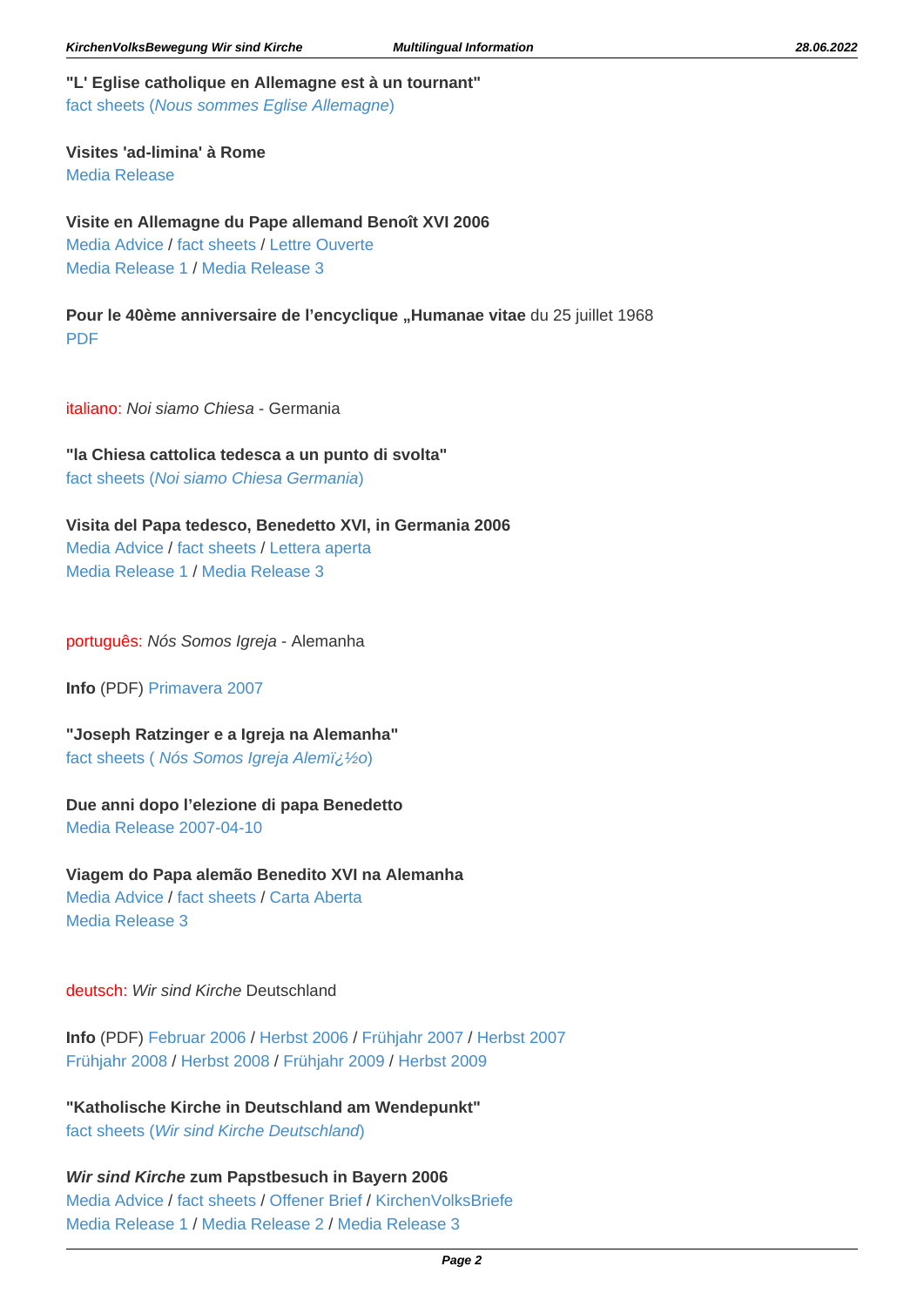**"L' Eglise catholique en Allemagne est à un tournant"**
fact sheets (*Nous sommes Eglise Allemagne*)

**Visites 'ad-limina' à Rome**
Media Release

**Visite en Allemagne du Pape allemand Benoît XVI 2006**
Media Advice / fact sheets / Lettre Ouverte
Media Release 1 / Media Release 3

**Pour le 40ème anniversaire de l'encyclique „Humanae vitae** du 25 juillet 1968
PDF

italiano: *Noi siamo Chiesa* - Germania

**"la Chiesa cattolica tedesca a un punto di svolta"**
fact sheets (*Noi siamo Chiesa Germania*)

**Visita del Papa tedesco, Benedetto XVI, in Germania 2006**
Media Advice / fact sheets / Lettera aperta
Media Release 1 / Media Release 3

português: *Nós Somos Igreja* - Alemanha

**Info** (PDF) Primavera 2007

**"Joseph Ratzinger e a Igreja na Alemanha"**
fact sheets ( *Nós Somos Igreja Alemï¿½o*)

**Due anni dopo l'elezione di papa Benedetto**
Media Release 2007-04-10

**Viagem do Papa alemão Benedito XVI na Alemanha**
Media Advice / fact sheets / Carta Aberta
Media Release 3

deutsch: *Wir sind Kirche* Deutschland

**Info** (PDF) Februar 2006 / Herbst 2006 / Frühjahr 2007 / Herbst 2007
Frühjahr 2008 / Herbst 2008 / Frühjahr 2009 / Herbst 2009

**"Katholische Kirche in Deutschland am Wendepunkt"**
fact sheets (*Wir sind Kirche Deutschland*)

***Wir sind Kirche* zum Papstbesuch in Bayern 2006**
Media Advice / fact sheets / Offener Brief / KirchenVolksBriefe
Media Release 1 / Media Release 2 / Media Release 3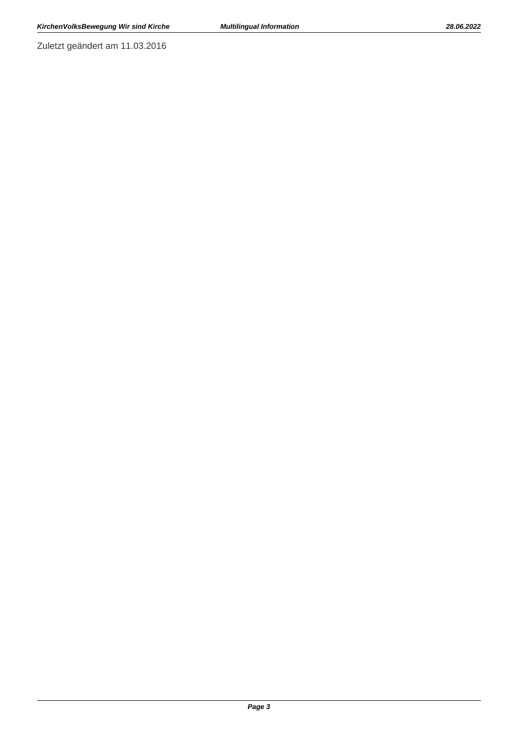Zuletzt geändert am 11.03.2016